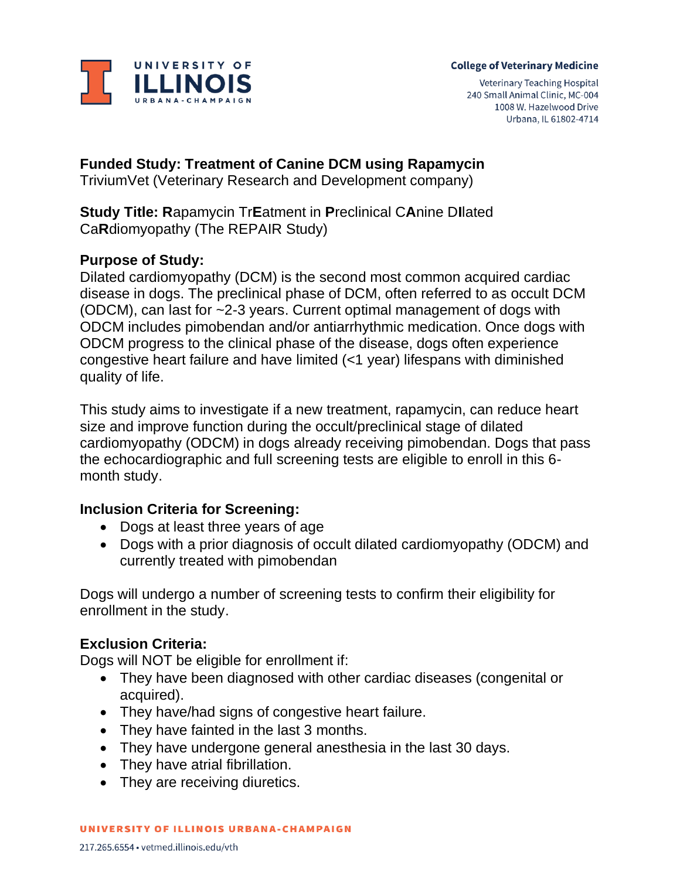University of Illinois Urbana-Champaign

College of Veterinary Medicine

Veterinary Teaching Hospital
240 Small Animal Clinic, MC-004
1008 W. Hazelwood Drive
Urbana, IL 61802-4714

**Funded Study: Treatment of Canine DCM using Rapamycin**
TriviumVet (Veterinary Research and Development company)

**Study Title: R**apamycin Tr**E**atment in **P**reclinical C**A**nine D**I**lated Ca**R**diomyopathy (The REPAIR Study)

**Purpose of Study:**
Dilated cardiomyopathy (DCM) is the second most common acquired cardiac disease in dogs. The preclinical phase of DCM, often referred to as occult DCM (ODCM), can last for ~2-3 years. Current optimal management of dogs with ODCM includes pimobendan and/or antiarrhythmic medication. Once dogs with ODCM progress to the clinical phase of the disease, dogs often experience congestive heart failure and have limited (<1 year) lifespans with diminished quality of life.

This study aims to investigate if a new treatment, rapamycin, can reduce heart size and improve function during the occult/preclinical stage of dilated cardiomyopathy (ODCM) in dogs already receiving pimobendan. Dogs that pass the echocardiographic and full screening tests are eligible to enroll in this 6-month study.

**Inclusion Criteria for Screening:**

- Dogs at least three years of age
- Dogs with a prior diagnosis of occult dilated cardiomyopathy (ODCM) and currently treated with pimobendan

Dogs will undergo a number of screening tests to confirm their eligibility for enrollment in the study.

**Exclusion Criteria:**
Dogs will NOT be eligible for enrollment if:

- They have been diagnosed with other cardiac diseases (congenital or acquired).
- They have/had signs of congestive heart failure.
- They have fainted in the last 3 months.
- They have undergone general anesthesia in the last 30 days.
- They have atrial fibrillation.
- They are receiving diuretics.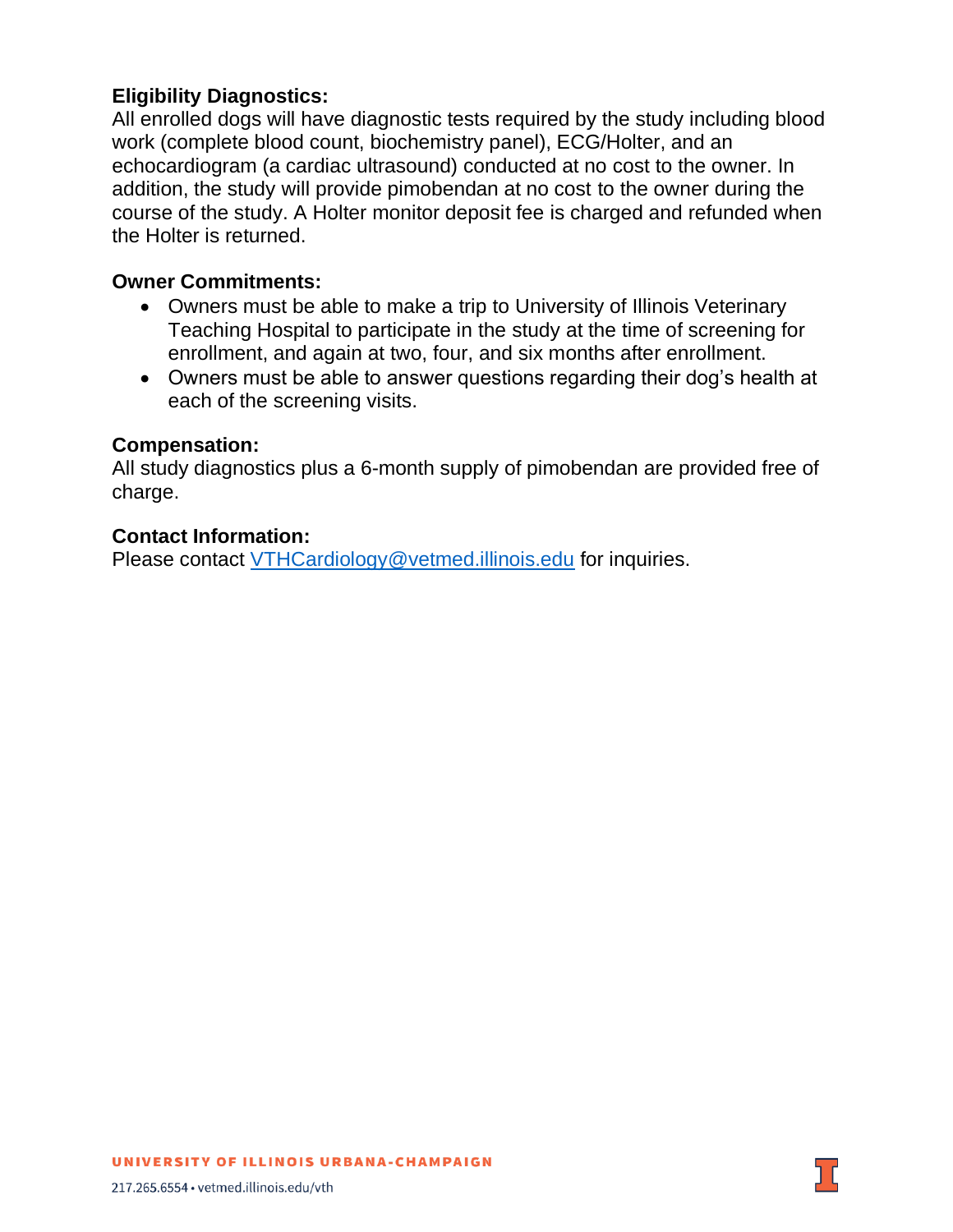**Eligibility Diagnostics:**
All enrolled dogs will have diagnostic tests required by the study including blood work (complete blood count, biochemistry panel), ECG/Holter, and an echocardiogram (a cardiac ultrasound) conducted at no cost to the owner. In addition, the study will provide pimobendan at no cost to the owner during the course of the study. A Holter monitor deposit fee is charged and refunded when the Holter is returned.

**Owner Commitments:**

- Owners must be able to make a trip to University of Illinois Veterinary Teaching Hospital to participate in the study at the time of screening for enrollment, and again at two, four, and six months after enrollment.
- Owners must be able to answer questions regarding their dog's health at each of the screening visits.

**Compensation:**
All study diagnostics plus a 6-month supply of pimobendan are provided free of charge.

**Contact Information:**
Please contact VTHCardiology@vetmed.illinois.edu for inquiries.